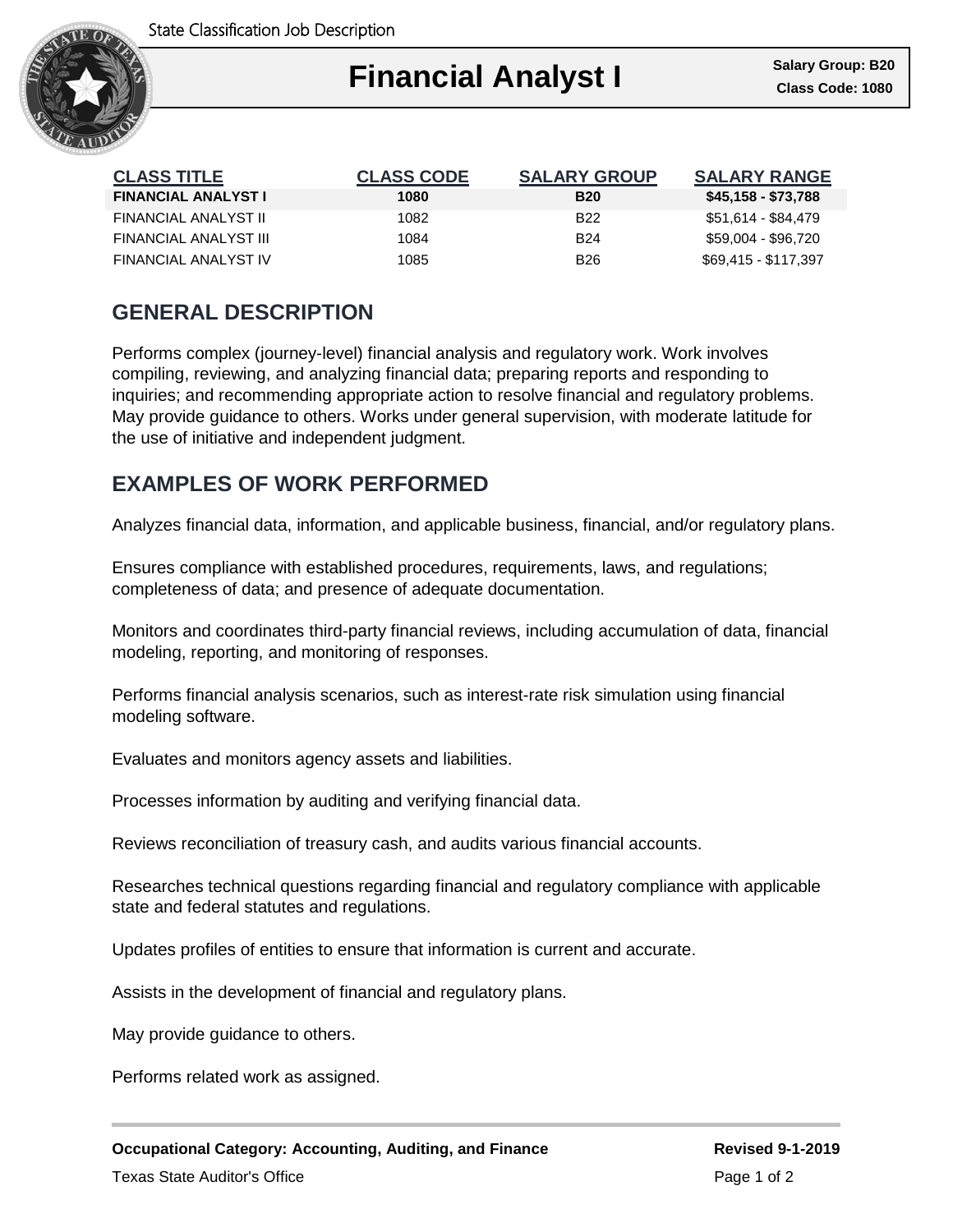State Classification Job Description

# Financial Analyst I

**Salary Group: B20**
**Class Code: 1080**

| CLASS TITLE | CLASS CODE | SALARY GROUP | SALARY RANGE |
|---|---|---|---|
| **FINANCIAL ANALYST I** | **1080** | **B20** | **$45,158 - $73,788** |
| FINANCIAL ANALYST II | 1082 | B22 | $51,614 - $84,479 |
| FINANCIAL ANALYST III | 1084 | B24 | $59,004 - $96,720 |
| FINANCIAL ANALYST IV | 1085 | B26 | $69,415 - $117,397 |

## GENERAL DESCRIPTION

Performs complex (journey-level) financial analysis and regulatory work. Work involves compiling, reviewing, and analyzing financial data; preparing reports and responding to inquiries; and recommending appropriate action to resolve financial and regulatory problems. May provide guidance to others. Works under general supervision, with moderate latitude for the use of initiative and independent judgment.

## EXAMPLES OF WORK PERFORMED

Analyzes financial data, information, and applicable business, financial, and/or regulatory plans.

Ensures compliance with established procedures, requirements, laws, and regulations; completeness of data; and presence of adequate documentation.

Monitors and coordinates third-party financial reviews, including accumulation of data, financial modeling, reporting, and monitoring of responses.

Performs financial analysis scenarios, such as interest-rate risk simulation using financial modeling software.

Evaluates and monitors agency assets and liabilities.

Processes information by auditing and verifying financial data.

Reviews reconciliation of treasury cash, and audits various financial accounts.

Researches technical questions regarding financial and regulatory compliance with applicable state and federal statutes and regulations.

Updates profiles of entities to ensure that information is current and accurate.

Assists in the development of financial and regulatory plans.

May provide guidance to others.

Performs related work as assigned.

**Occupational Category: Accounting, Auditing, and Finance** **Revised 9-1-2019**

Texas State Auditor's Office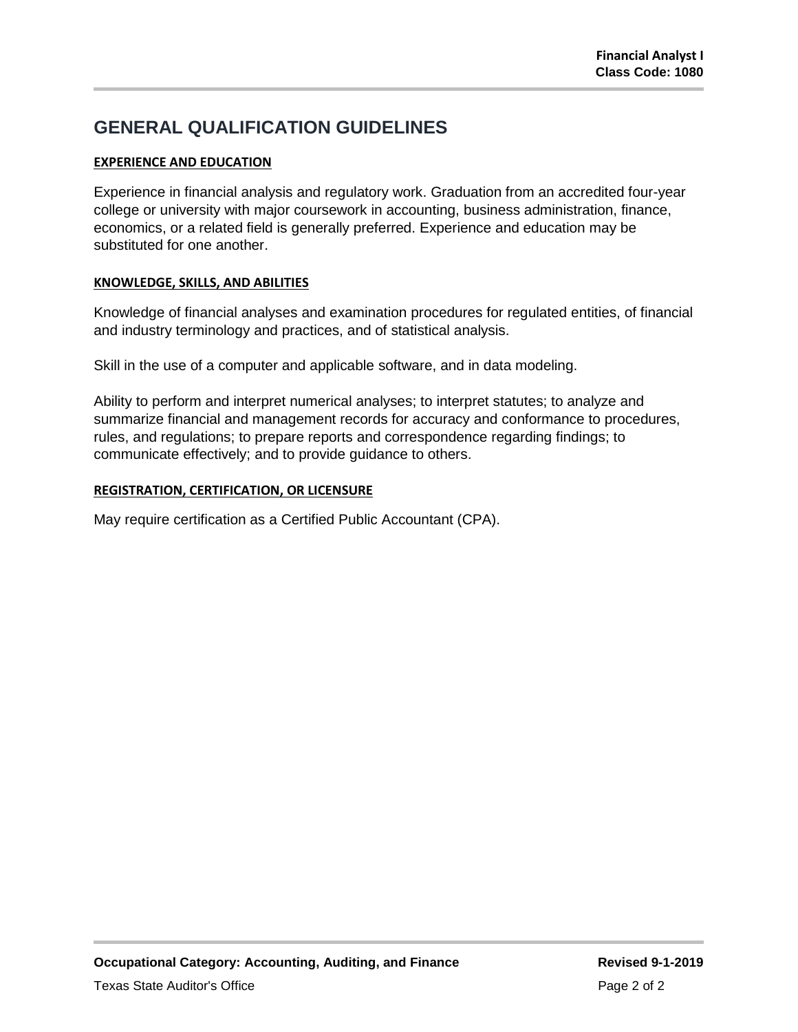# GENERAL QUALIFICATION GUIDELINES

## EXPERIENCE AND EDUCATION

Experience in financial analysis and regulatory work. Graduation from an accredited four-year college or university with major coursework in accounting, business administration, finance, economics, or a related field is generally preferred. Experience and education may be substituted for one another.

## KNOWLEDGE, SKILLS, AND ABILITIES

Knowledge of financial analyses and examination procedures for regulated entities, of financial and industry terminology and practices, and of statistical analysis.

Skill in the use of a computer and applicable software, and in data modeling.

Ability to perform and interpret numerical analyses; to interpret statutes; to analyze and summarize financial and management records for accuracy and conformance to procedures, rules, and regulations; to prepare reports and correspondence regarding findings; to communicate effectively; and to provide guidance to others.

## REGISTRATION, CERTIFICATION, OR LICENSURE

May require certification as a Certified Public Accountant (CPA).